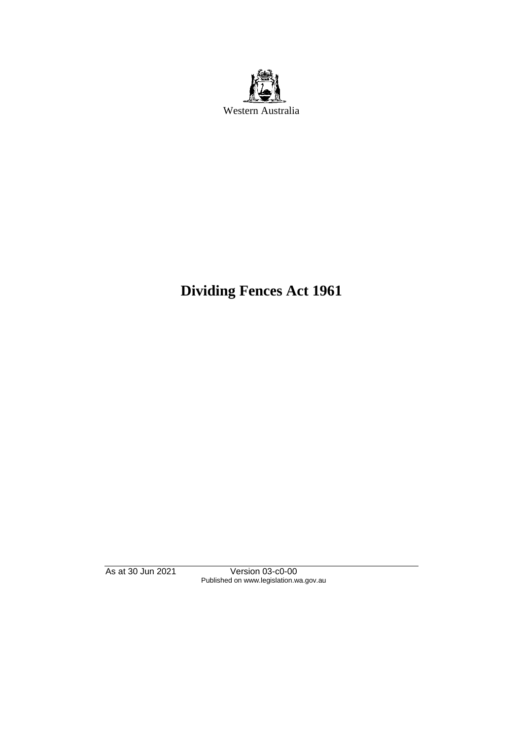Western Australia

# Dividing Fences Act 1961

As at 30 Jun 2021 Version 03-c0-00
Published on www.legislation.wa.gov.au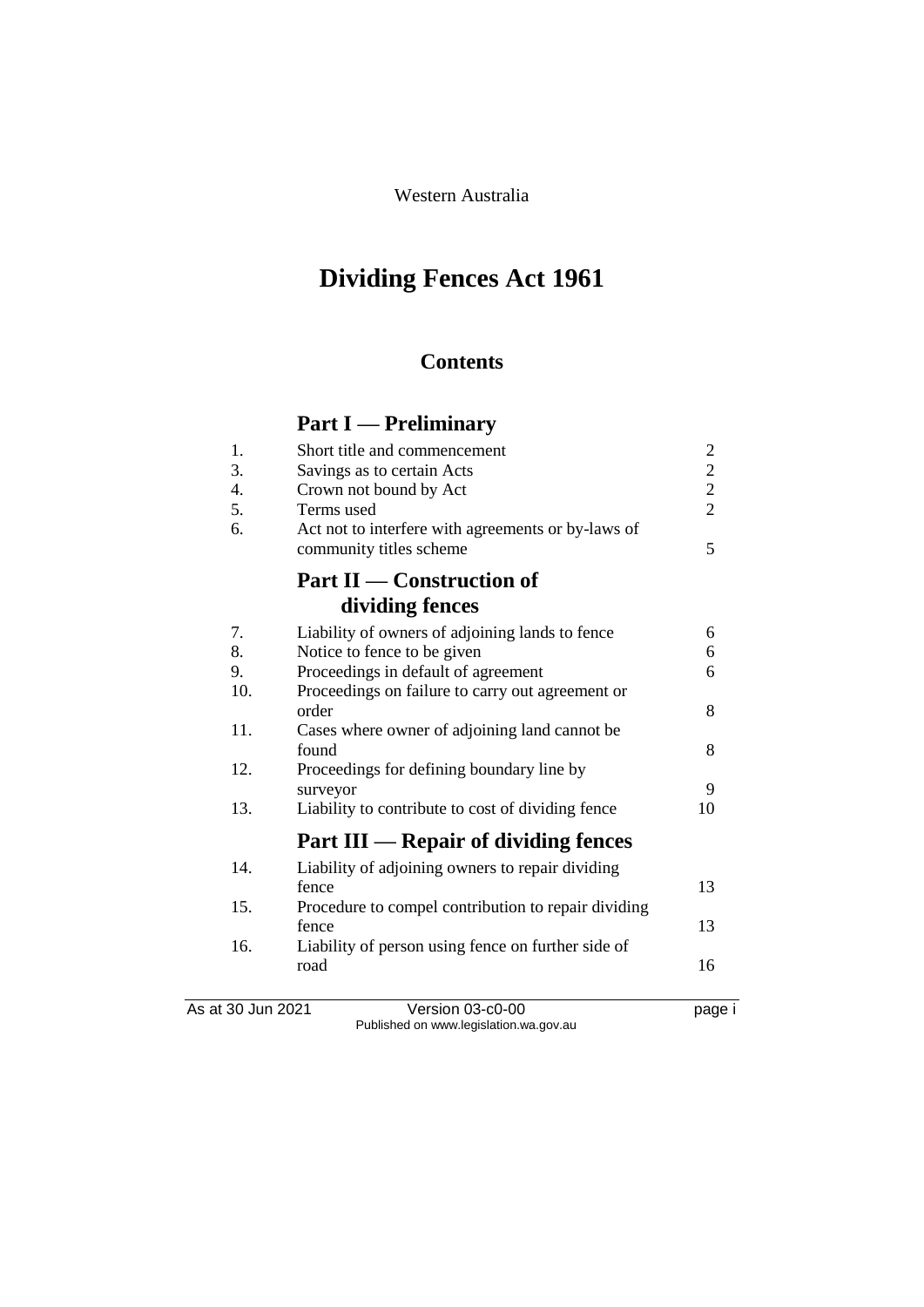Western Australia

# Dividing Fences Act 1961

## Contents

## Part I — Preliminary

| | | |
|---|---|---|
| 1. | Short title and commencement | 2 |
| 3. | Savings as to certain Acts | 2 |
| 4. | Crown not bound by Act | 2 |
| 5. | Terms used | 2 |
| 6. | Act not to interfere with agreements or by-laws of community titles scheme | 5 |

## Part II — Construction of dividing fences

| | | |
|---|---|---|
| 7. | Liability of owners of adjoining lands to fence | 6 |
| 8. | Notice to fence to be given | 6 |
| 9. | Proceedings in default of agreement | 6 |
| 10. | Proceedings on failure to carry out agreement or order | 8 |
| 11. | Cases where owner of adjoining land cannot be found | 8 |
| 12. | Proceedings for defining boundary line by surveyor | 9 |
| 13. | Liability to contribute to cost of dividing fence | 10 |

## Part III — Repair of dividing fences

| | | |
|---|---|---|
| 14. | Liability of adjoining owners to repair dividing fence | 13 |
| 15. | Procedure to compel contribution to repair dividing fence | 13 |
| 16. | Liability of person using fence on further side of road | 16 |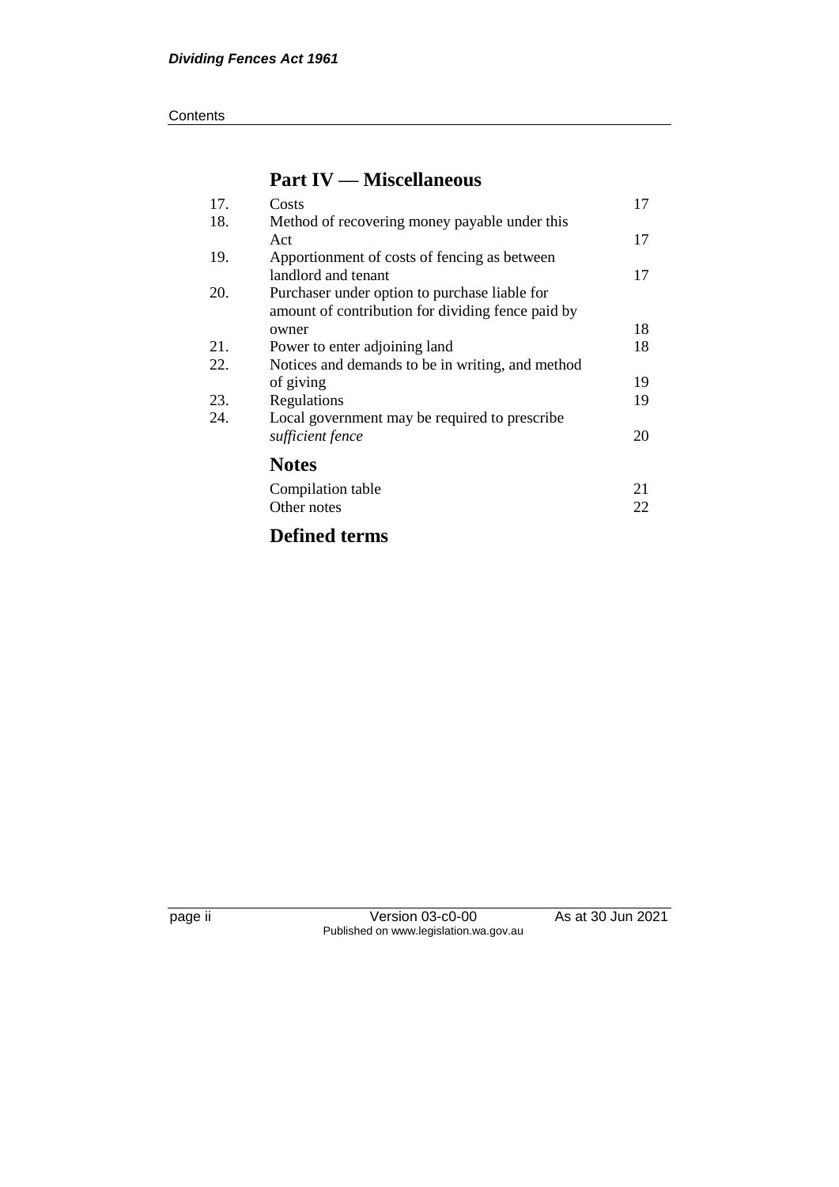## Part IV — Miscellaneous

| | | |
|---|---|---|
| 17. | Costs | 17 |
| 18. | Method of recovering money payable under this Act | 17 |
| 19. | Apportionment of costs of fencing as between landlord and tenant | 17 |
| 20. | Purchaser under option to purchase liable for amount of contribution for dividing fence paid by owner | 18 |
| 21. | Power to enter adjoining land | 18 |
| 22. | Notices and demands to be in writing, and method of giving | 19 |
| 23. | Regulations | 19 |
| 24. | Local government may be required to prescribe *sufficient fence* | 20 |

## Notes

| | |
|---|---|
| Compilation table | 21 |
| Other notes | 22 |

## Defined terms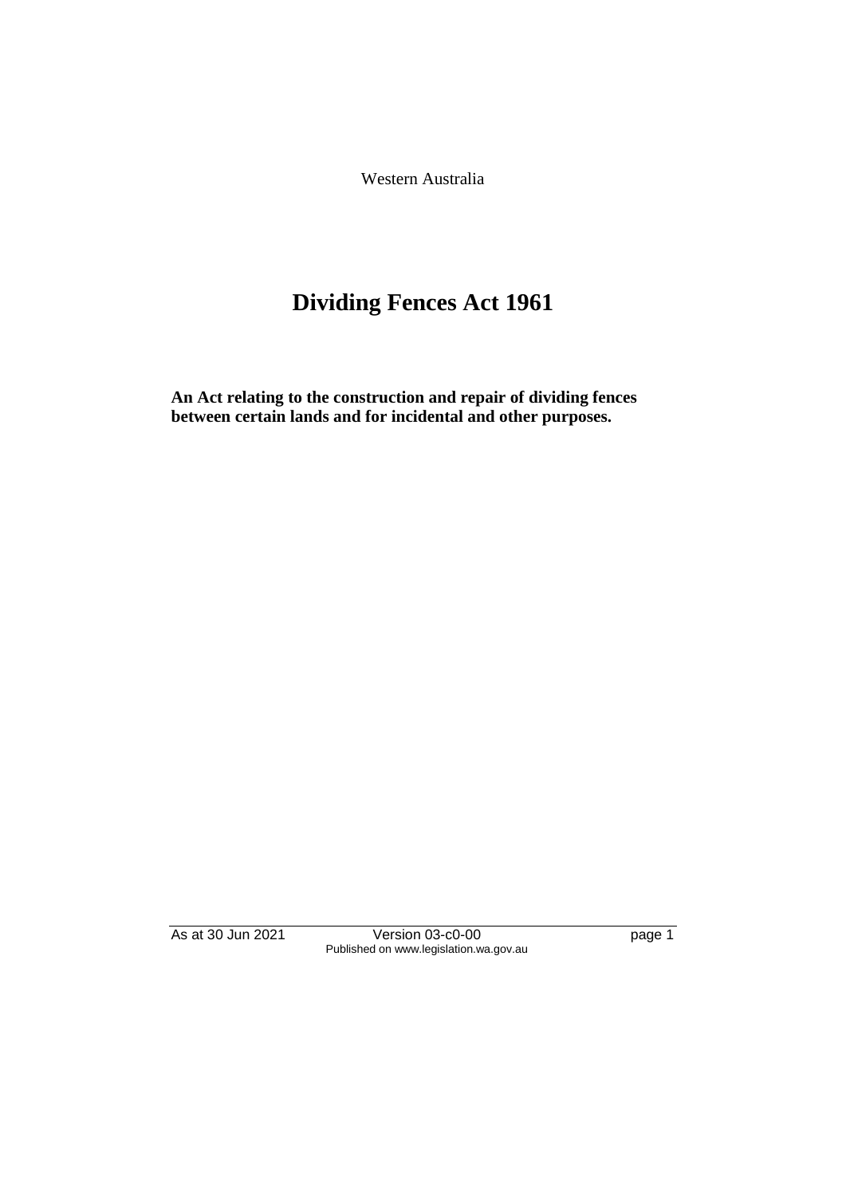Western Australia

# Dividing Fences Act 1961

**An Act relating to the construction and repair of dividing fences between certain lands and for incidental and other purposes.**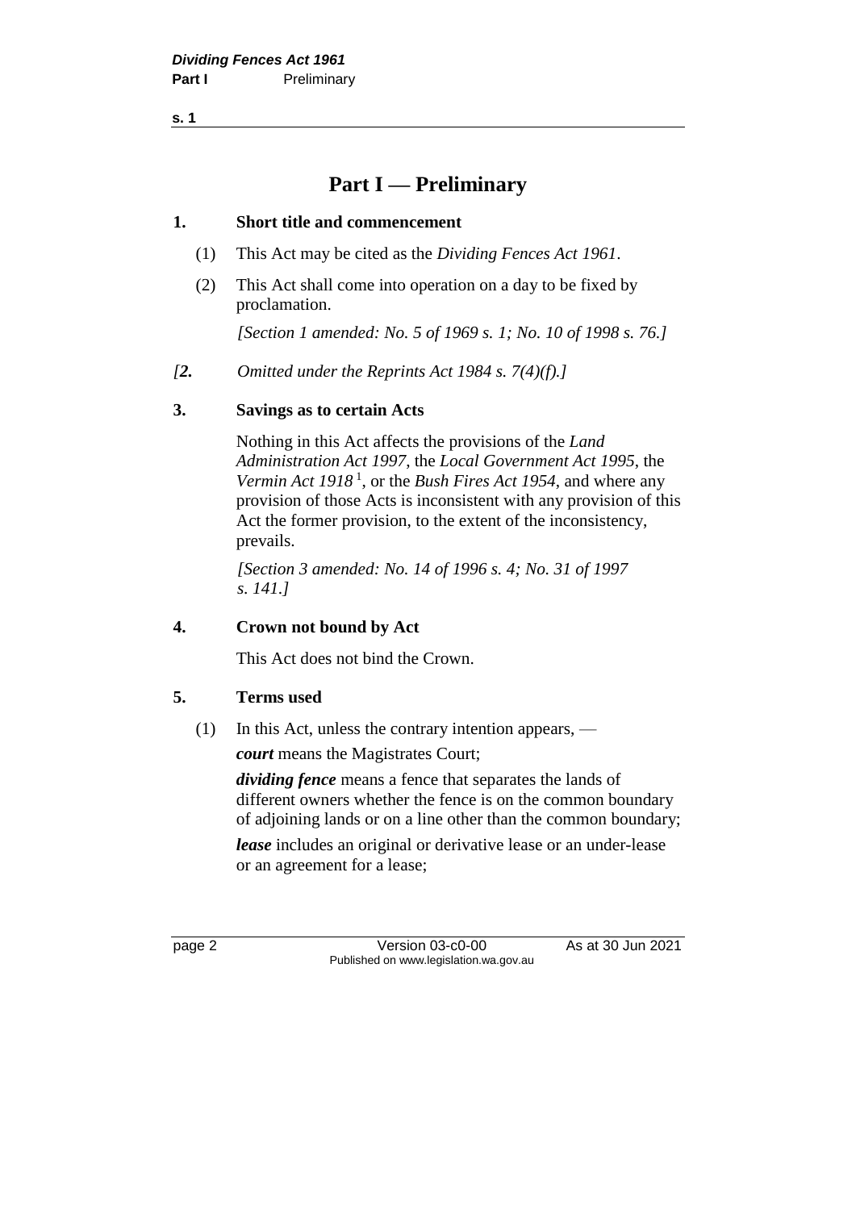# Part I — Preliminary

## 1. Short title and commencement

(1) This Act may be cited as the *Dividing Fences Act 1961*.

(2) This Act shall come into operation on a day to be fixed by proclamation.

*[Section 1 amended: No. 5 of 1969 s. 1; No. 10 of 1998 s. 76.]*

*[**2.** Omitted under the Reprints Act 1984 s. 7(4)(f).]*

## 3. Savings as to certain Acts

Nothing in this Act affects the provisions of the *Land Administration Act 1997*, the *Local Government Act 1995*, the *Vermin Act 1918* [1], or the *Bush Fires Act 1954*, and where any provision of those Acts is inconsistent with any provision of this Act the former provision, to the extent of the inconsistency, prevails.

*[Section 3 amended: No. 14 of 1996 s. 4; No. 31 of 1997 s. 141.]*

## 4. Crown not bound by Act

This Act does not bind the Crown.

## 5. Terms used

(1) In this Act, unless the contrary intention appears, —

***court*** means the Magistrates Court;

***dividing fence*** means a fence that separates the lands of different owners whether the fence is on the common boundary of adjoining lands or on a line other than the common boundary;

***lease*** includes an original or derivative lease or an under-lease or an agreement for a lease;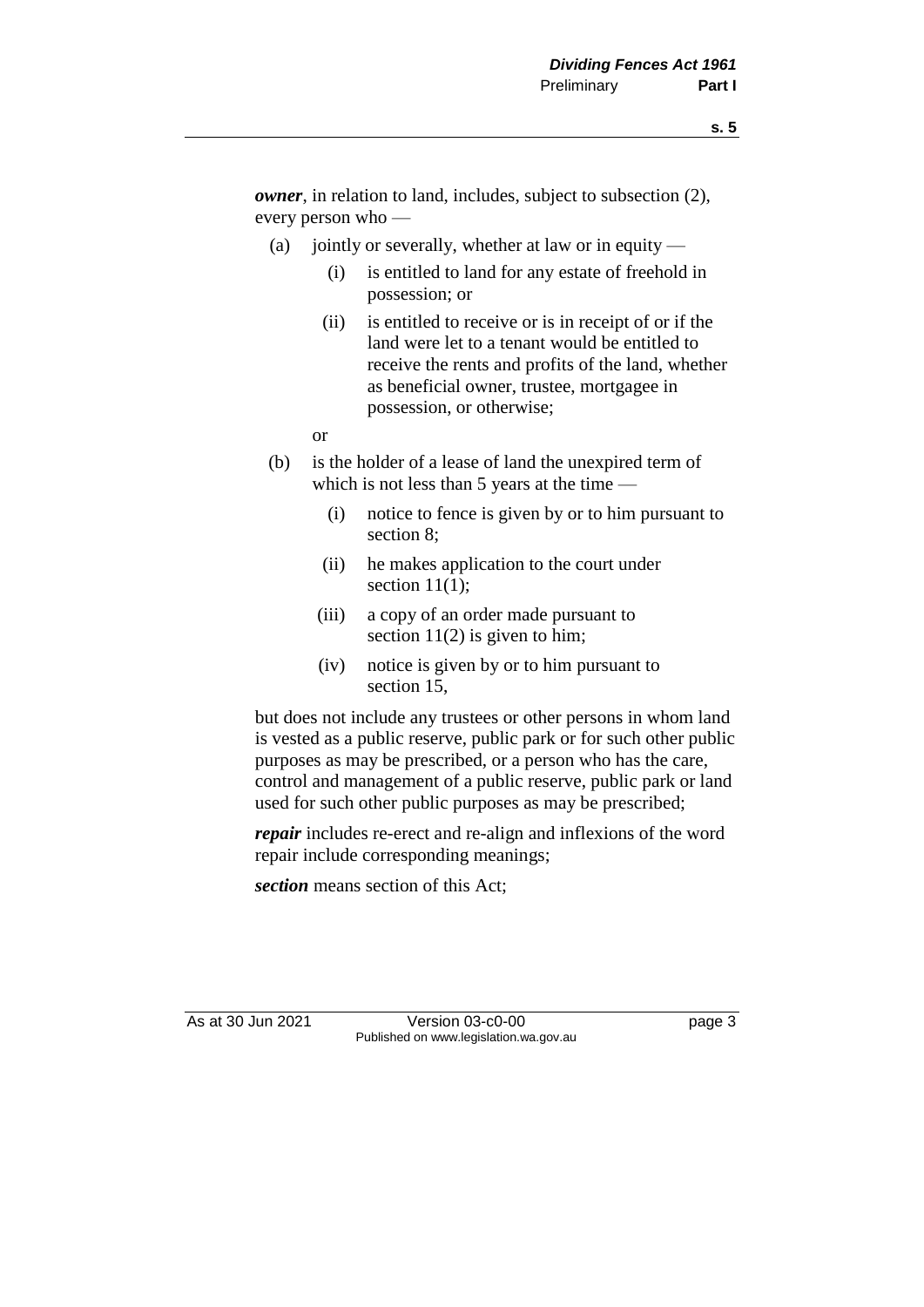***owner***, in relation to land, includes, subject to subsection (2), every person who —

(a) jointly or severally, whether at law or in equity —

  (i) is entitled to land for any estate of freehold in possession; or

  (ii) is entitled to receive or is in receipt of or if the land were let to a tenant would be entitled to receive the rents and profits of the land, whether as beneficial owner, trustee, mortgagee in possession, or otherwise;

or

(b) is the holder of a lease of land the unexpired term of which is not less than 5 years at the time —

  (i) notice to fence is given by or to him pursuant to section 8;

  (ii) he makes application to the court under section 11(1);

  (iii) a copy of an order made pursuant to section 11(2) is given to him;

  (iv) notice is given by or to him pursuant to section 15,

but does not include any trustees or other persons in whom land is vested as a public reserve, public park or for such other public purposes as may be prescribed, or a person who has the care, control and management of a public reserve, public park or land used for such other public purposes as may be prescribed;

***repair*** includes re-erect and re-align and inflexions of the word repair include corresponding meanings;

***section*** means section of this Act;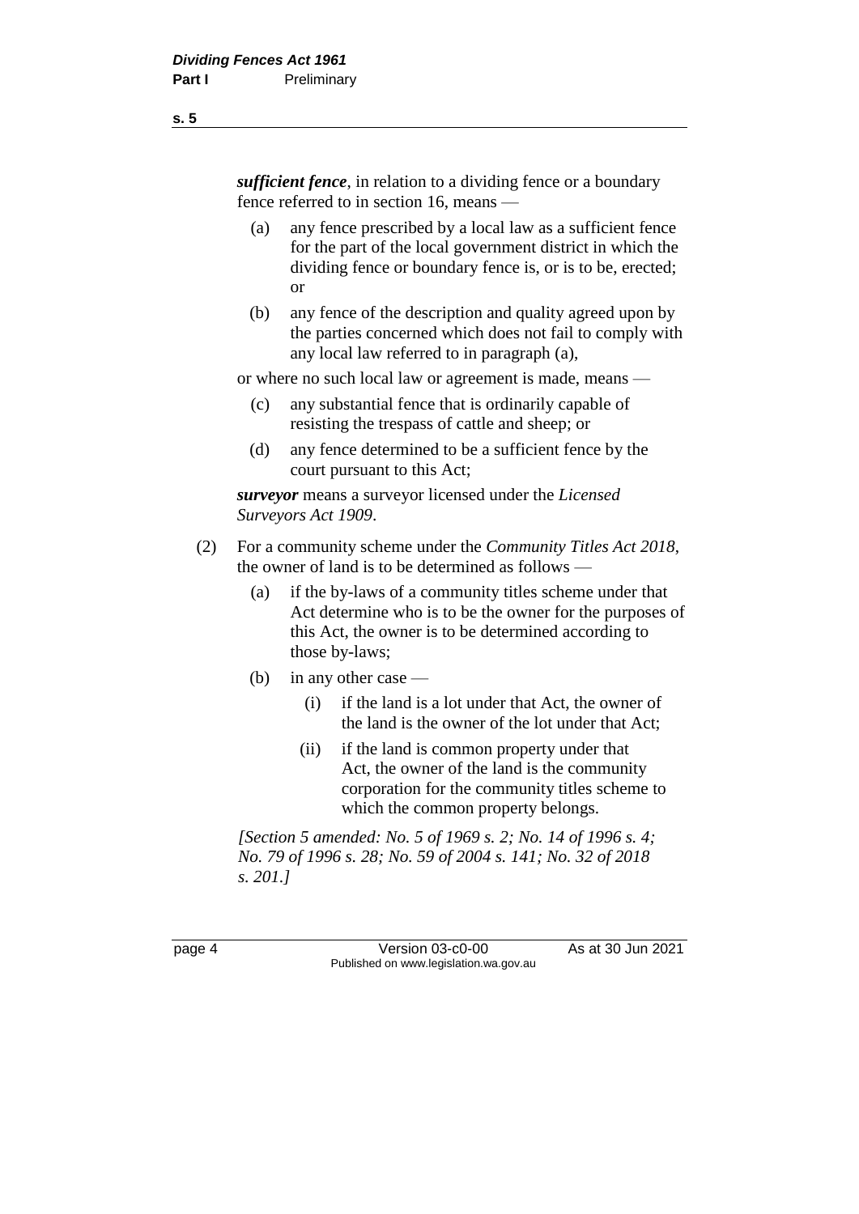***sufficient fence***, in relation to a dividing fence or a boundary fence referred to in section 16, means —

(a) any fence prescribed by a local law as a sufficient fence for the part of the local government district in which the dividing fence or boundary fence is, or is to be, erected; or

(b) any fence of the description and quality agreed upon by the parties concerned which does not fail to comply with any local law referred to in paragraph (a),

or where no such local law or agreement is made, means —

(c) any substantial fence that is ordinarily capable of resisting the trespass of cattle and sheep; or

(d) any fence determined to be a sufficient fence by the court pursuant to this Act;

***surveyor*** means a surveyor licensed under the *Licensed Surveyors Act 1909*.

(2) For a community scheme under the *Community Titles Act 2018*, the owner of land is to be determined as follows —

(a) if the by-laws of a community titles scheme under that Act determine who is to be the owner for the purposes of this Act, the owner is to be determined according to those by-laws;

(b) in any other case —

(i) if the land is a lot under that Act, the owner of the land is the owner of the lot under that Act;

(ii) if the land is common property under that Act, the owner of the land is the community corporation for the community titles scheme to which the common property belongs.

*[Section 5 amended: No. 5 of 1969 s. 2; No. 14 of 1996 s. 4; No. 79 of 1996 s. 28; No. 59 of 2004 s. 141; No. 32 of 2018 s. 201.]*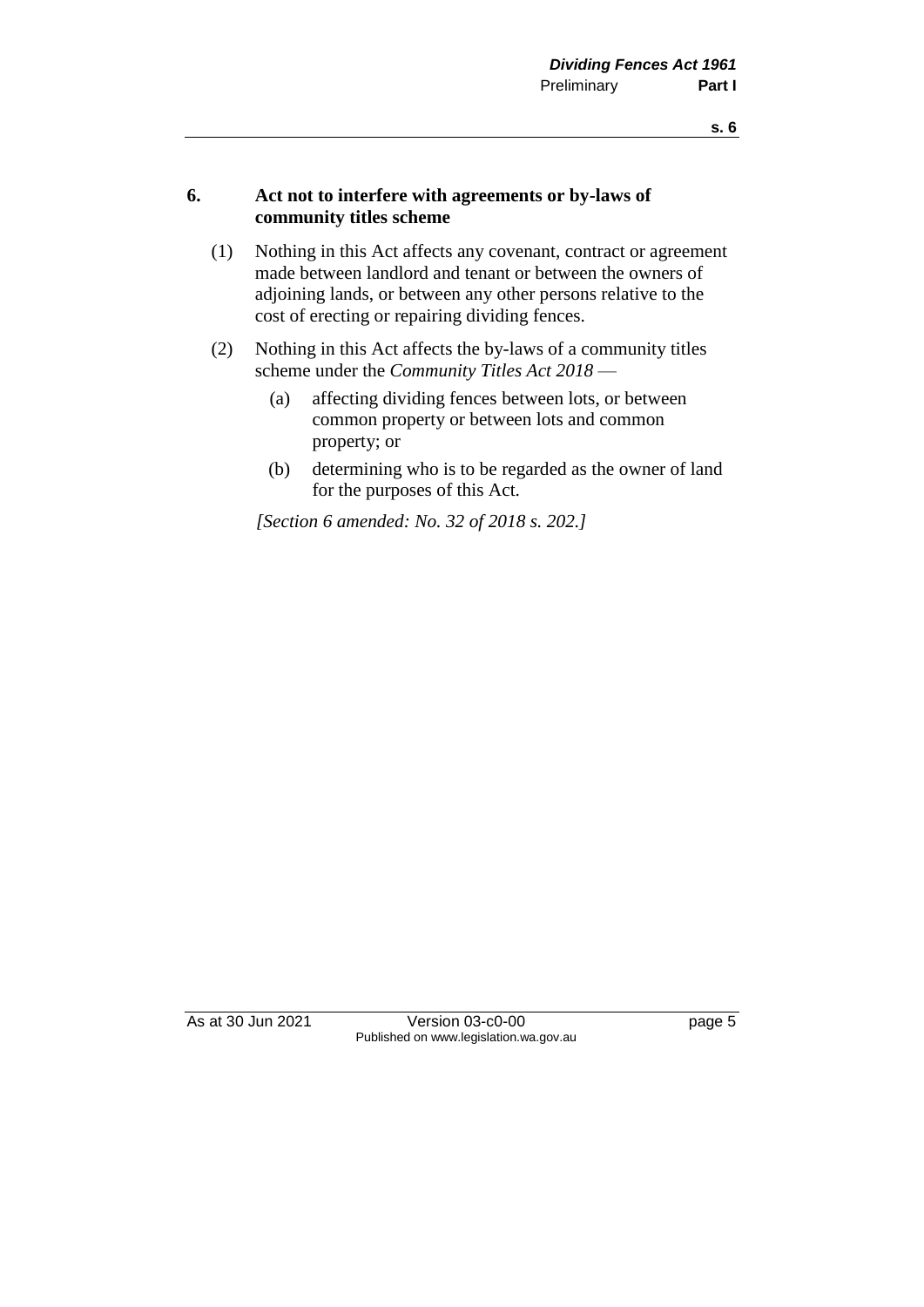## 6. Act not to interfere with agreements or by-laws of community titles scheme

(1) Nothing in this Act affects any covenant, contract or agreement made between landlord and tenant or between the owners of adjoining lands, or between any other persons relative to the cost of erecting or repairing dividing fences.

(2) Nothing in this Act affects the by-laws of a community titles scheme under the *Community Titles Act 2018* —

(a) affecting dividing fences between lots, or between common property or between lots and common property; or

(b) determining who is to be regarded as the owner of land for the purposes of this Act.

*[Section 6 amended: No. 32 of 2018 s. 202.]*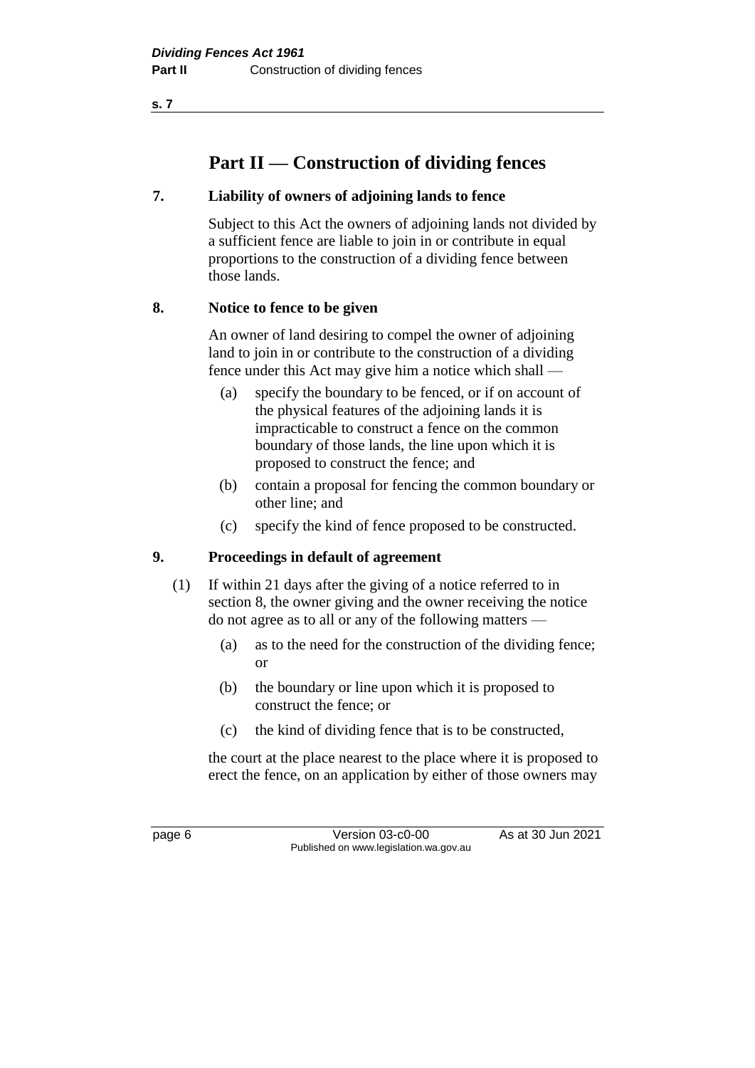# Part II — Construction of dividing fences

## 7. Liability of owners of adjoining lands to fence

Subject to this Act the owners of adjoining lands not divided by a sufficient fence are liable to join in or contribute in equal proportions to the construction of a dividing fence between those lands.

## 8. Notice to fence to be given

An owner of land desiring to compel the owner of adjoining land to join in or contribute to the construction of a dividing fence under this Act may give him a notice which shall —

(a) specify the boundary to be fenced, or if on account of the physical features of the adjoining lands it is impracticable to construct a fence on the common boundary of those lands, the line upon which it is proposed to construct the fence; and

(b) contain a proposal for fencing the common boundary or other line; and

(c) specify the kind of fence proposed to be constructed.

## 9. Proceedings in default of agreement

(1) If within 21 days after the giving of a notice referred to in section 8, the owner giving and the owner receiving the notice do not agree as to all or any of the following matters —

(a) as to the need for the construction of the dividing fence; or

(b) the boundary or line upon which it is proposed to construct the fence; or

(c) the kind of dividing fence that is to be constructed,

the court at the place nearest to the place where it is proposed to erect the fence, on an application by either of those owners may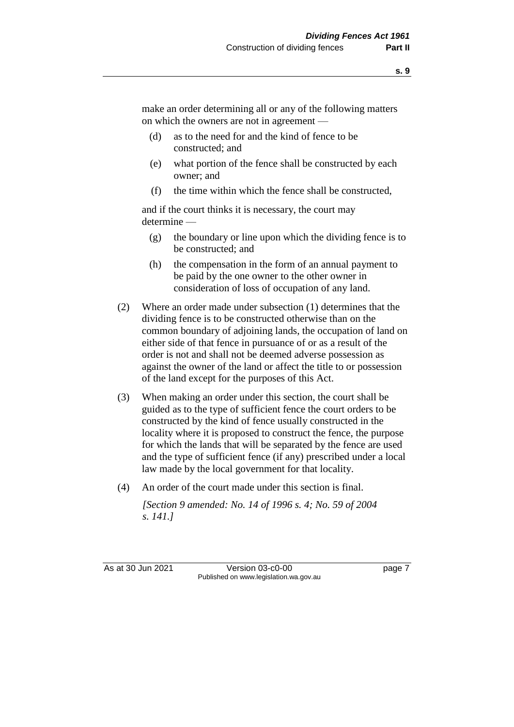make an order determining all or any of the following matters on which the owners are not in agreement —

(d) as to the need for and the kind of fence to be constructed; and

(e) what portion of the fence shall be constructed by each owner; and

(f) the time within which the fence shall be constructed,

and if the court thinks it is necessary, the court may determine —

(g) the boundary or line upon which the dividing fence is to be constructed; and

(h) the compensation in the form of an annual payment to be paid by the one owner to the other owner in consideration of loss of occupation of any land.

(2) Where an order made under subsection (1) determines that the dividing fence is to be constructed otherwise than on the common boundary of adjoining lands, the occupation of land on either side of that fence in pursuance of or as a result of the order is not and shall not be deemed adverse possession as against the owner of the land or affect the title to or possession of the land except for the purposes of this Act.

(3) When making an order under this section, the court shall be guided as to the type of sufficient fence the court orders to be constructed by the kind of fence usually constructed in the locality where it is proposed to construct the fence, the purpose for which the lands that will be separated by the fence are used and the type of sufficient fence (if any) prescribed under a local law made by the local government for that locality.

(4) An order of the court made under this section is final.

*[Section 9 amended: No. 14 of 1996 s. 4; No. 59 of 2004 s. 141.]*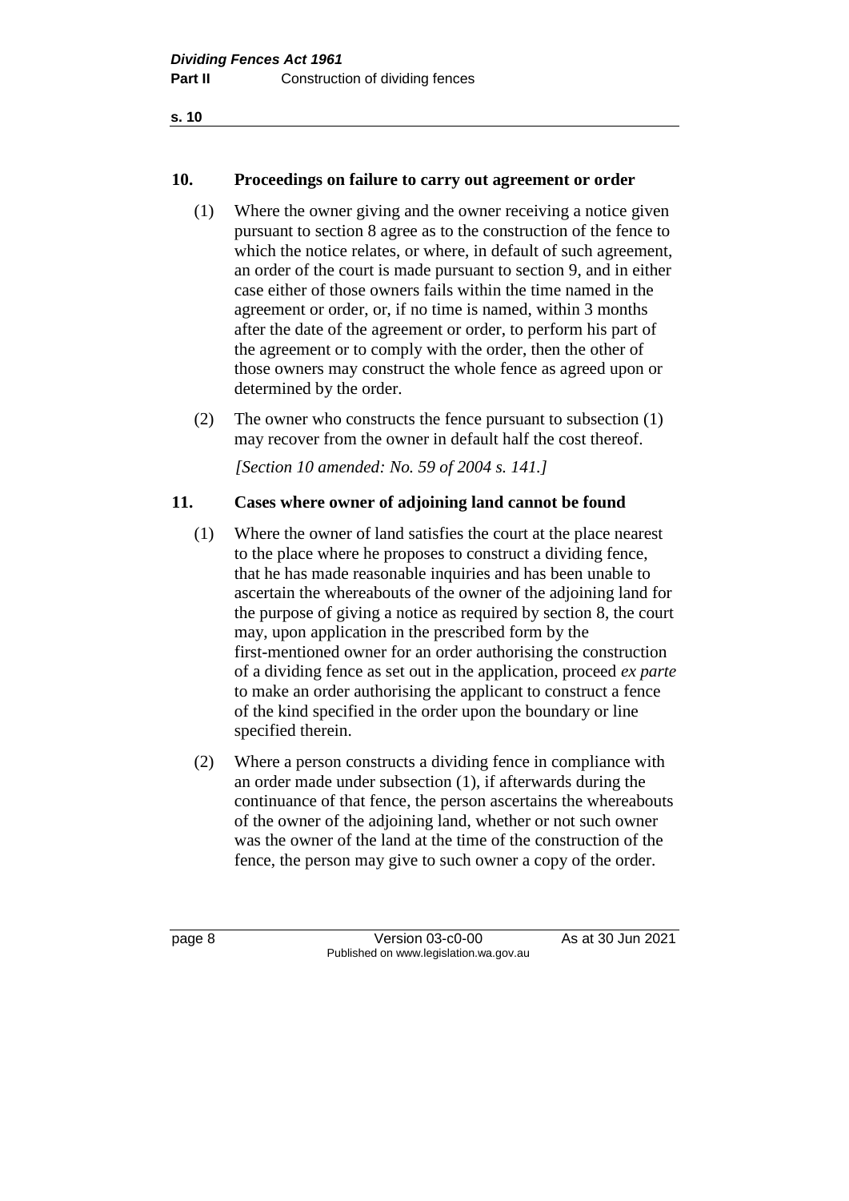## 10. Proceedings on failure to carry out agreement or order

(1) Where the owner giving and the owner receiving a notice given pursuant to section 8 agree as to the construction of the fence to which the notice relates, or where, in default of such agreement, an order of the court is made pursuant to section 9, and in either case either of those owners fails within the time named in the agreement or order, or, if no time is named, within 3 months after the date of the agreement or order, to perform his part of the agreement or to comply with the order, then the other of those owners may construct the whole fence as agreed upon or determined by the order.

(2) The owner who constructs the fence pursuant to subsection (1) may recover from the owner in default half the cost thereof.

*[Section 10 amended: No. 59 of 2004 s. 141.]*

## 11. Cases where owner of adjoining land cannot be found

(1) Where the owner of land satisfies the court at the place nearest to the place where he proposes to construct a dividing fence, that he has made reasonable inquiries and has been unable to ascertain the whereabouts of the owner of the adjoining land for the purpose of giving a notice as required by section 8, the court may, upon application in the prescribed form by the first-mentioned owner for an order authorising the construction of a dividing fence as set out in the application, proceed *ex parte* to make an order authorising the applicant to construct a fence of the kind specified in the order upon the boundary or line specified therein.

(2) Where a person constructs a dividing fence in compliance with an order made under subsection (1), if afterwards during the continuance of that fence, the person ascertains the whereabouts of the owner of the adjoining land, whether or not such owner was the owner of the land at the time of the construction of the fence, the person may give to such owner a copy of the order.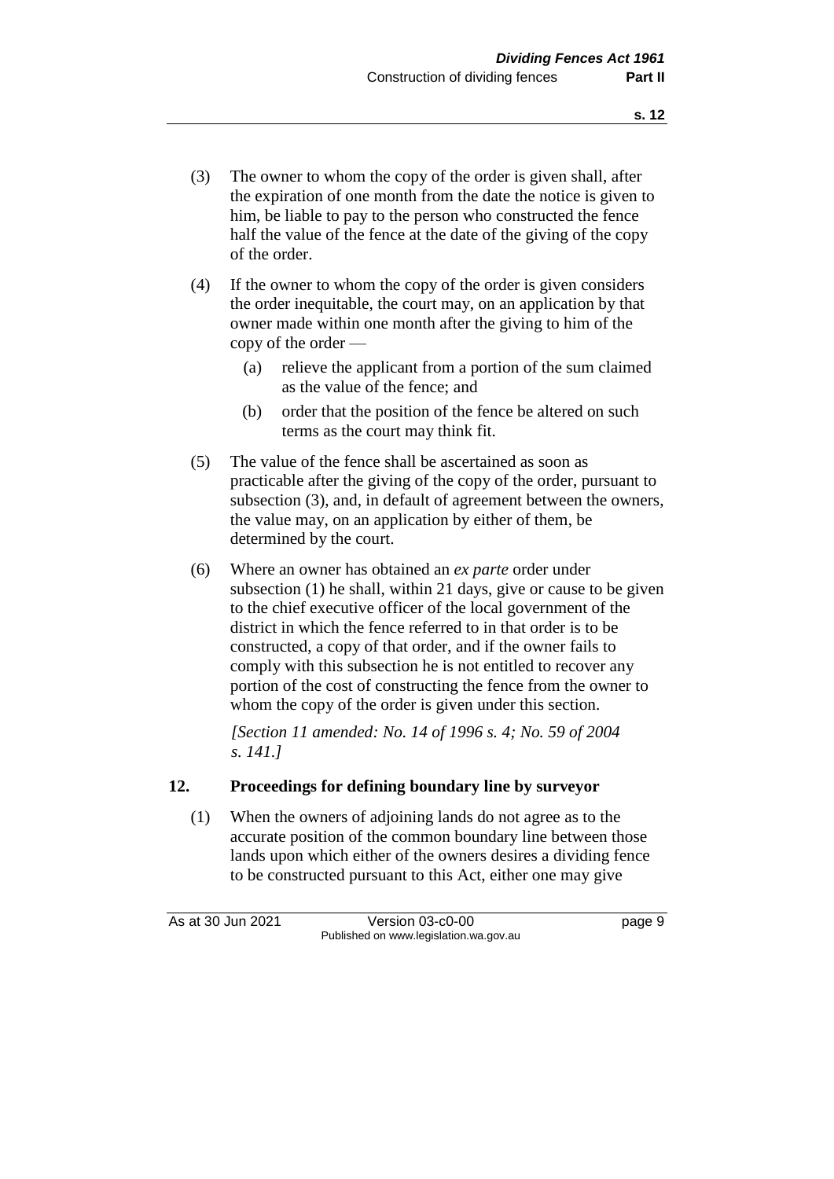(3) The owner to whom the copy of the order is given shall, after the expiration of one month from the date the notice is given to him, be liable to pay to the person who constructed the fence half the value of the fence at the date of the giving of the copy of the order.

(4) If the owner to whom the copy of the order is given considers the order inequitable, the court may, on an application by that owner made within one month after the giving to him of the copy of the order —

   (a) relieve the applicant from a portion of the sum claimed as the value of the fence; and

   (b) order that the position of the fence be altered on such terms as the court may think fit.

(5) The value of the fence shall be ascertained as soon as practicable after the giving of the copy of the order, pursuant to subsection (3), and, in default of agreement between the owners, the value may, on an application by either of them, be determined by the court.

(6) Where an owner has obtained an *ex parte* order under subsection (1) he shall, within 21 days, give or cause to be given to the chief executive officer of the local government of the district in which the fence referred to in that order is to be constructed, a copy of that order, and if the owner fails to comply with this subsection he is not entitled to recover any portion of the cost of constructing the fence from the owner to whom the copy of the order is given under this section.

*[Section 11 amended: No. 14 of 1996 s. 4; No. 59 of 2004 s. 141.]*

## 12. Proceedings for defining boundary line by surveyor

(1) When the owners of adjoining lands do not agree as to the accurate position of the common boundary line between those lands upon which either of the owners desires a dividing fence to be constructed pursuant to this Act, either one may give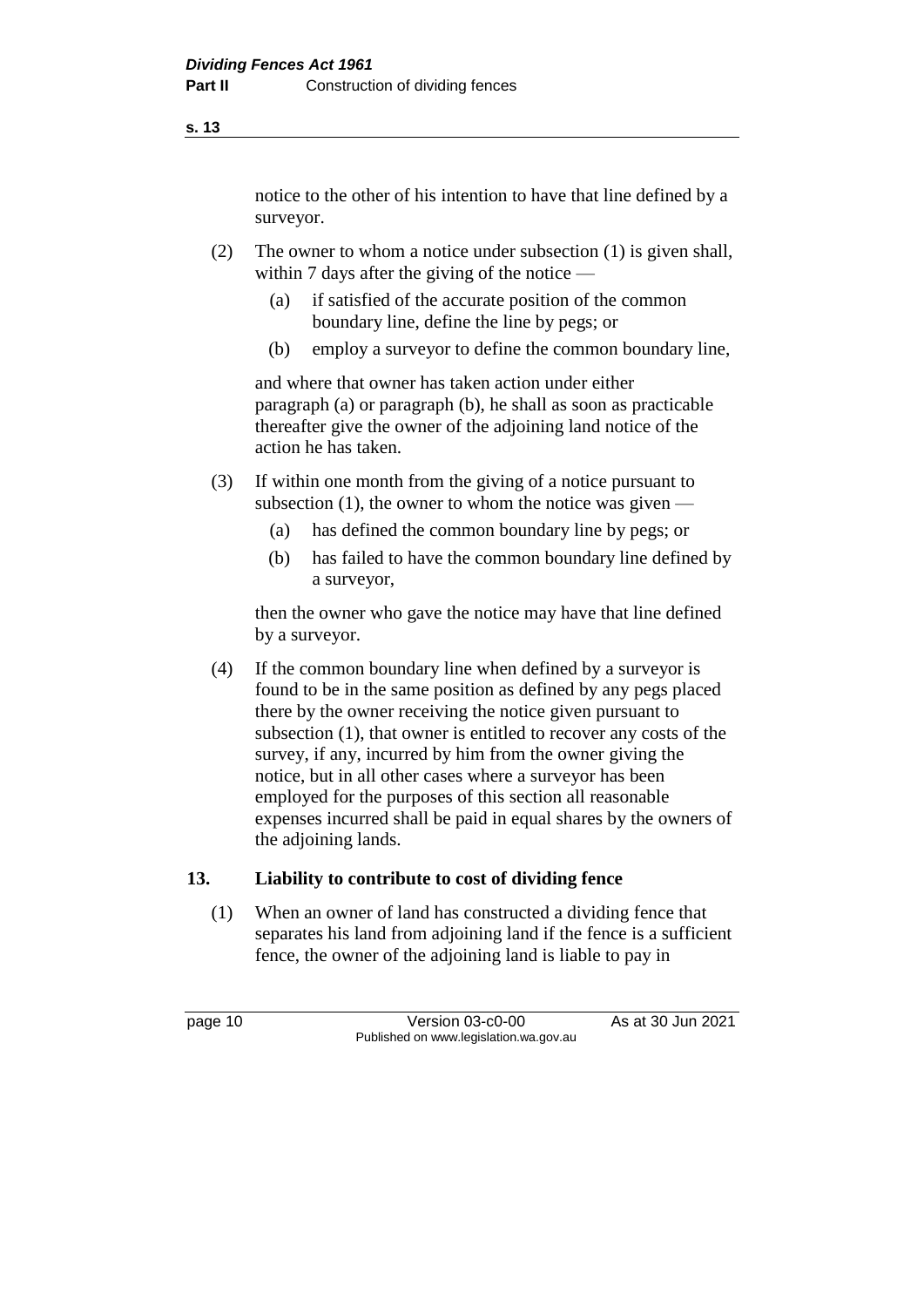notice to the other of his intention to have that line defined by a surveyor.

(2) The owner to whom a notice under subsection (1) is given shall, within 7 days after the giving of the notice —

(a) if satisfied of the accurate position of the common boundary line, define the line by pegs; or

(b) employ a surveyor to define the common boundary line,

and where that owner has taken action under either paragraph (a) or paragraph (b), he shall as soon as practicable thereafter give the owner of the adjoining land notice of the action he has taken.

(3) If within one month from the giving of a notice pursuant to subsection (1), the owner to whom the notice was given —

(a) has defined the common boundary line by pegs; or

(b) has failed to have the common boundary line defined by a surveyor,

then the owner who gave the notice may have that line defined by a surveyor.

(4) If the common boundary line when defined by a surveyor is found to be in the same position as defined by any pegs placed there by the owner receiving the notice given pursuant to subsection (1), that owner is entitled to recover any costs of the survey, if any, incurred by him from the owner giving the notice, but in all other cases where a surveyor has been employed for the purposes of this section all reasonable expenses incurred shall be paid in equal shares by the owners of the adjoining lands.

## 13. Liability to contribute to cost of dividing fence

(1) When an owner of land has constructed a dividing fence that separates his land from adjoining land if the fence is a sufficient fence, the owner of the adjoining land is liable to pay in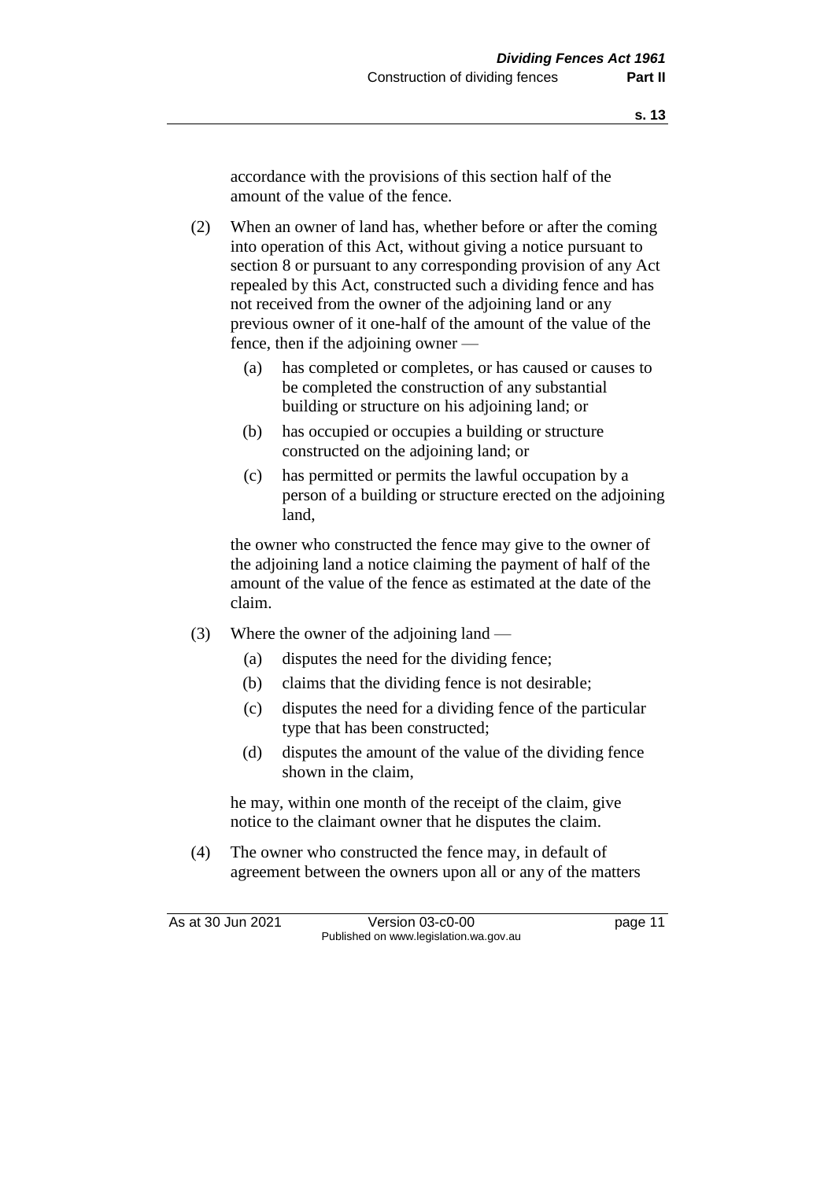accordance with the provisions of this section half of the amount of the value of the fence.

(2) When an owner of land has, whether before or after the coming into operation of this Act, without giving a notice pursuant to section 8 or pursuant to any corresponding provision of any Act repealed by this Act, constructed such a dividing fence and has not received from the owner of the adjoining land or any previous owner of it one-half of the amount of the value of the fence, then if the adjoining owner —

   (a) has completed or completes, or has caused or causes to be completed the construction of any substantial building or structure on his adjoining land; or

   (b) has occupied or occupies a building or structure constructed on the adjoining land; or

   (c) has permitted or permits the lawful occupation by a person of a building or structure erected on the adjoining land,

the owner who constructed the fence may give to the owner of the adjoining land a notice claiming the payment of half of the amount of the value of the fence as estimated at the date of the claim.

(3) Where the owner of the adjoining land —

   (a) disputes the need for the dividing fence;

   (b) claims that the dividing fence is not desirable;

   (c) disputes the need for a dividing fence of the particular type that has been constructed;

   (d) disputes the amount of the value of the dividing fence shown in the claim,

he may, within one month of the receipt of the claim, give notice to the claimant owner that he disputes the claim.

(4) The owner who constructed the fence may, in default of agreement between the owners upon all or any of the matters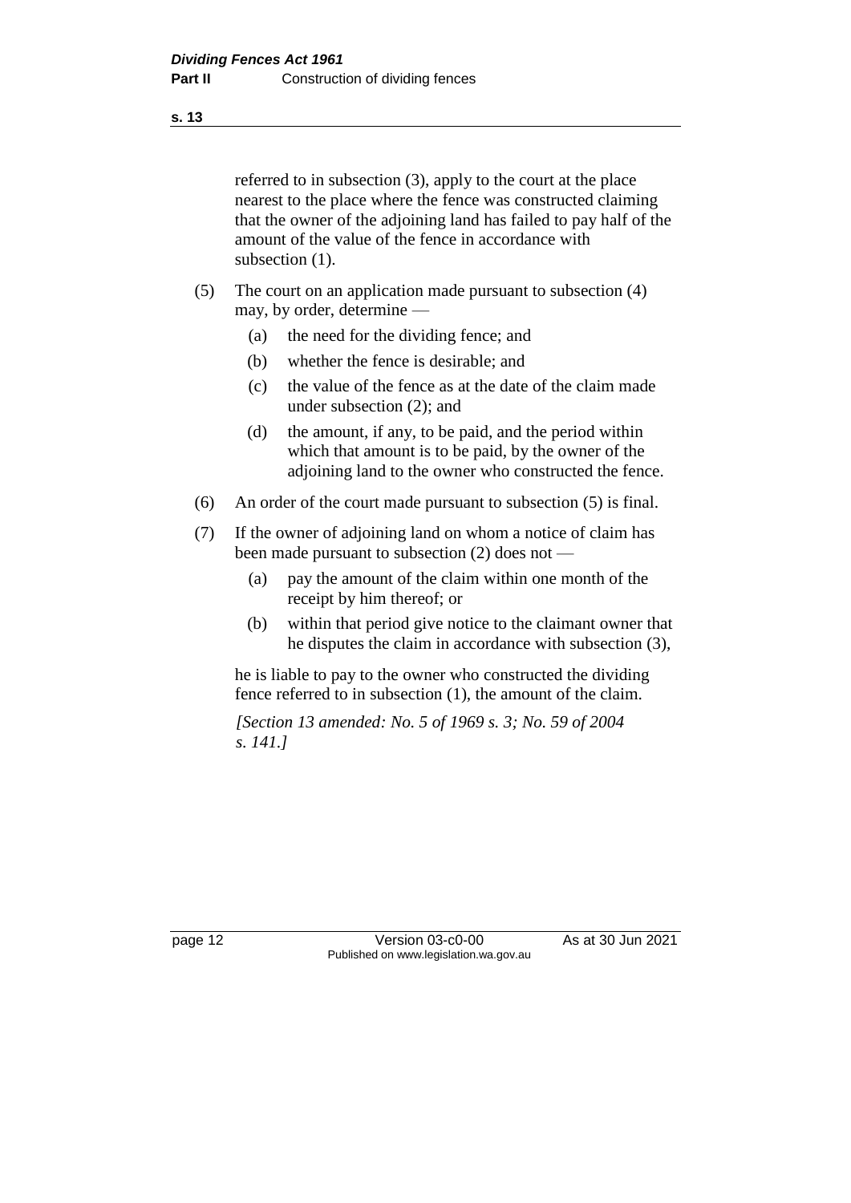referred to in subsection (3), apply to the court at the place nearest to the place where the fence was constructed claiming that the owner of the adjoining land has failed to pay half of the amount of the value of the fence in accordance with subsection (1).

(5) The court on an application made pursuant to subsection (4) may, by order, determine —

   (a) the need for the dividing fence; and

   (b) whether the fence is desirable; and

   (c) the value of the fence as at the date of the claim made under subsection (2); and

   (d) the amount, if any, to be paid, and the period within which that amount is to be paid, by the owner of the adjoining land to the owner who constructed the fence.

(6) An order of the court made pursuant to subsection (5) is final.

(7) If the owner of adjoining land on whom a notice of claim has been made pursuant to subsection (2) does not —

   (a) pay the amount of the claim within one month of the receipt by him thereof; or

   (b) within that period give notice to the claimant owner that he disputes the claim in accordance with subsection (3),

he is liable to pay to the owner who constructed the dividing fence referred to in subsection (1), the amount of the claim.

*[Section 13 amended: No. 5 of 1969 s. 3; No. 59 of 2004 s. 141.]*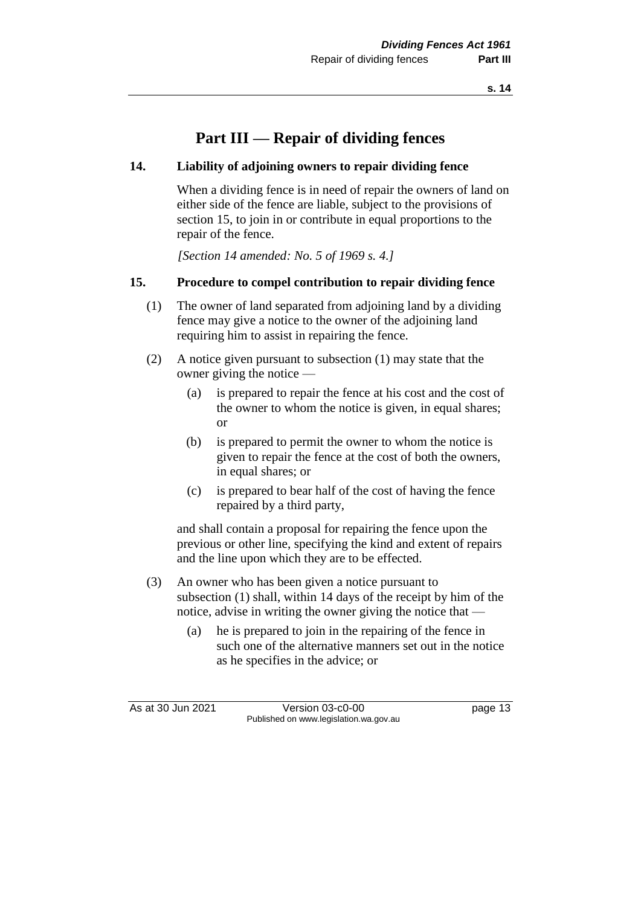# Part III — Repair of dividing fences

### 14. Liability of adjoining owners to repair dividing fence

When a dividing fence is in need of repair the owners of land on either side of the fence are liable, subject to the provisions of section 15, to join in or contribute in equal proportions to the repair of the fence.

*[Section 14 amended: No. 5 of 1969 s. 4.]*

### 15. Procedure to compel contribution to repair dividing fence

(1) The owner of land separated from adjoining land by a dividing fence may give a notice to the owner of the adjoining land requiring him to assist in repairing the fence.

(2) A notice given pursuant to subsection (1) may state that the owner giving the notice —

- (a) is prepared to repair the fence at his cost and the cost of the owner to whom the notice is given, in equal shares; or
- (b) is prepared to permit the owner to whom the notice is given to repair the fence at the cost of both the owners, in equal shares; or
- (c) is prepared to bear half of the cost of having the fence repaired by a third party,

and shall contain a proposal for repairing the fence upon the previous or other line, specifying the kind and extent of repairs and the line upon which they are to be effected.

(3) An owner who has been given a notice pursuant to subsection (1) shall, within 14 days of the receipt by him of the notice, advise in writing the owner giving the notice that —

- (a) he is prepared to join in the repairing of the fence in such one of the alternative manners set out in the notice as he specifies in the advice; or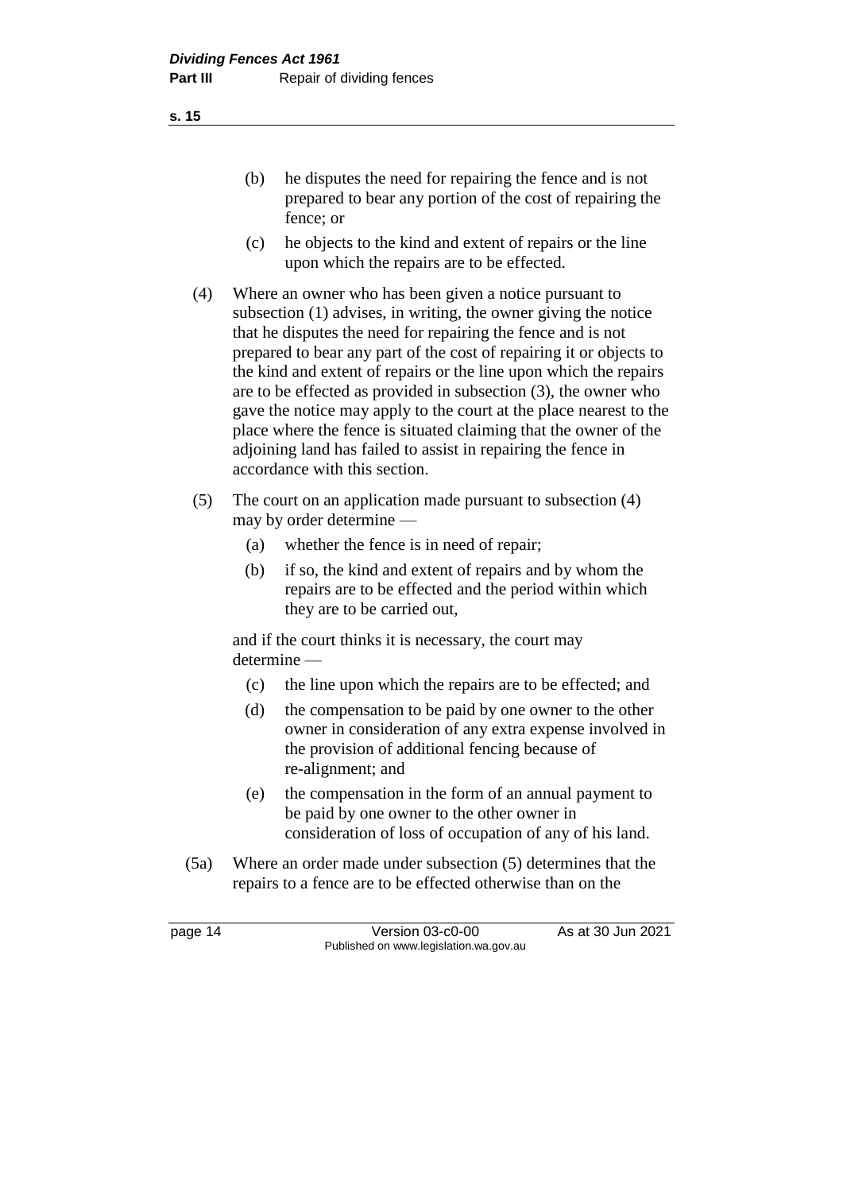(b) he disputes the need for repairing the fence and is not prepared to bear any portion of the cost of repairing the fence; or

(c) he objects to the kind and extent of repairs or the line upon which the repairs are to be effected.

(4) Where an owner who has been given a notice pursuant to subsection (1) advises, in writing, the owner giving the notice that he disputes the need for repairing the fence and is not prepared to bear any part of the cost of repairing it or objects to the kind and extent of repairs or the line upon which the repairs are to be effected as provided in subsection (3), the owner who gave the notice may apply to the court at the place nearest to the place where the fence is situated claiming that the owner of the adjoining land has failed to assist in repairing the fence in accordance with this section.

(5) The court on an application made pursuant to subsection (4) may by order determine —

(a) whether the fence is in need of repair;

(b) if so, the kind and extent of repairs and by whom the repairs are to be effected and the period within which they are to be carried out,

and if the court thinks it is necessary, the court may determine —

(c) the line upon which the repairs are to be effected; and

(d) the compensation to be paid by one owner to the other owner in consideration of any extra expense involved in the provision of additional fencing because of re-alignment; and

(e) the compensation in the form of an annual payment to be paid by one owner to the other owner in consideration of loss of occupation of any of his land.

(5a) Where an order made under subsection (5) determines that the repairs to a fence are to be effected otherwise than on the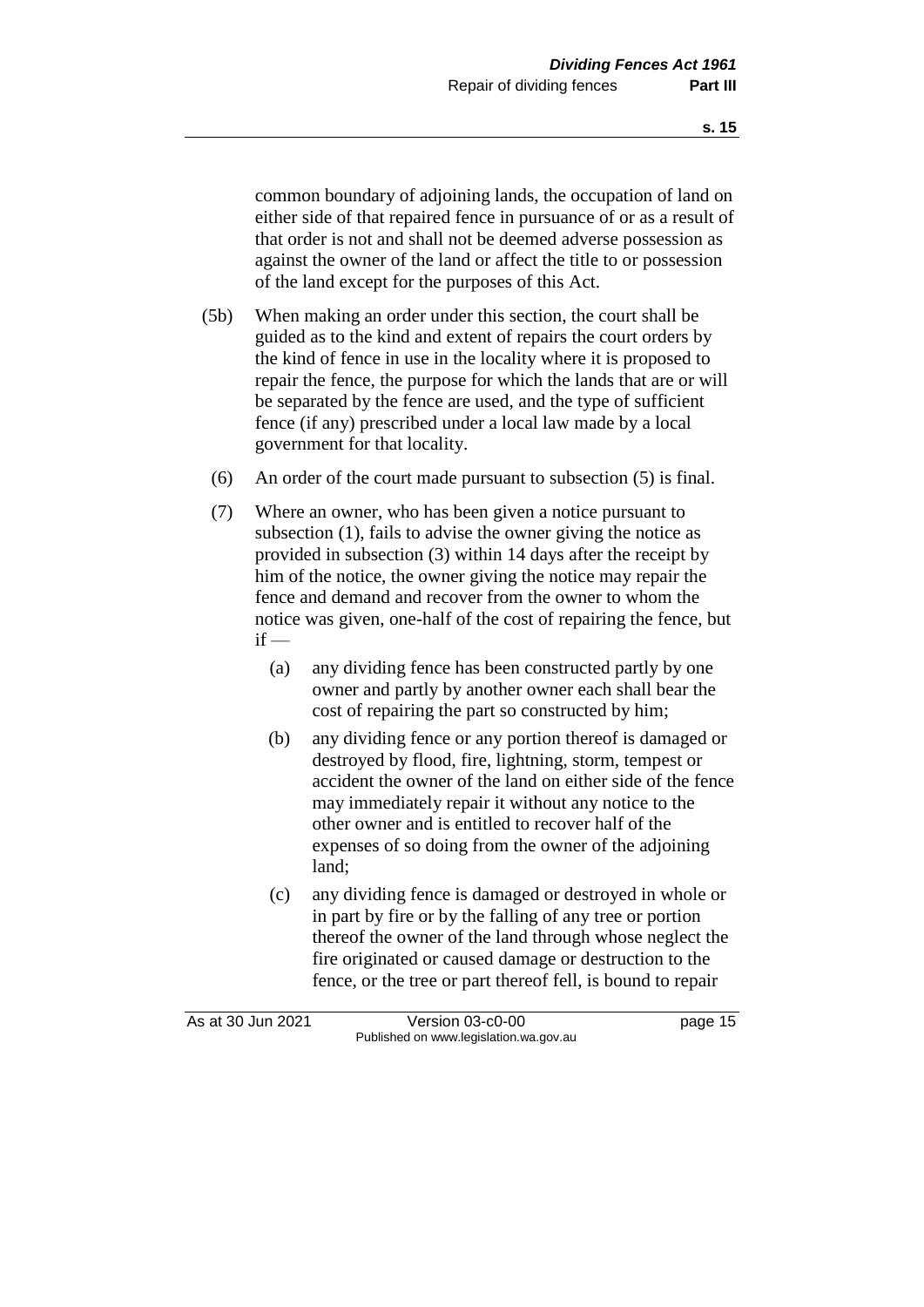common boundary of adjoining lands, the occupation of land on either side of that repaired fence in pursuance of or as a result of that order is not and shall not be deemed adverse possession as against the owner of the land or affect the title to or possession of the land except for the purposes of this Act.

(5b) When making an order under this section, the court shall be guided as to the kind and extent of repairs the court orders by the kind of fence in use in the locality where it is proposed to repair the fence, the purpose for which the lands that are or will be separated by the fence are used, and the type of sufficient fence (if any) prescribed under a local law made by a local government for that locality.

(6) An order of the court made pursuant to subsection (5) is final.

(7) Where an owner, who has been given a notice pursuant to subsection (1), fails to advise the owner giving the notice as provided in subsection (3) within 14 days after the receipt by him of the notice, the owner giving the notice may repair the fence and demand and recover from the owner to whom the notice was given, one-half of the cost of repairing the fence, but if —

(a) any dividing fence has been constructed partly by one owner and partly by another owner each shall bear the cost of repairing the part so constructed by him;

(b) any dividing fence or any portion thereof is damaged or destroyed by flood, fire, lightning, storm, tempest or accident the owner of the land on either side of the fence may immediately repair it without any notice to the other owner and is entitled to recover half of the expenses of so doing from the owner of the adjoining land;

(c) any dividing fence is damaged or destroyed in whole or in part by fire or by the falling of any tree or portion thereof the owner of the land through whose neglect the fire originated or caused damage or destruction to the fence, or the tree or part thereof fell, is bound to repair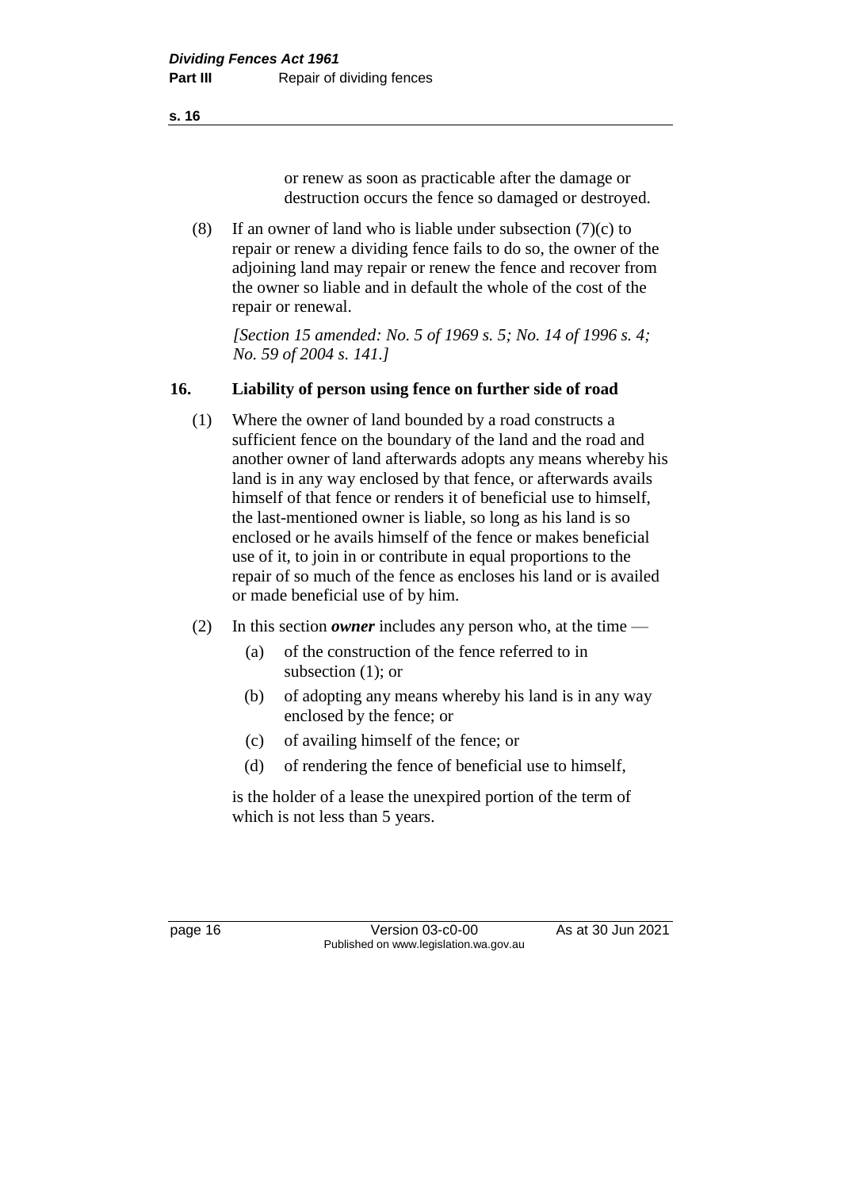or renew as soon as practicable after the damage or destruction occurs the fence so damaged or destroyed.

(8) If an owner of land who is liable under subsection (7)(c) to repair or renew a dividing fence fails to do so, the owner of the adjoining land may repair or renew the fence and recover from the owner so liable and in default the whole of the cost of the repair or renewal.

*[Section 15 amended: No. 5 of 1969 s. 5; No. 14 of 1996 s. 4; No. 59 of 2004 s. 141.]*

## 16. Liability of person using fence on further side of road

(1) Where the owner of land bounded by a road constructs a sufficient fence on the boundary of the land and the road and another owner of land afterwards adopts any means whereby his land is in any way enclosed by that fence, or afterwards avails himself of that fence or renders it of beneficial use to himself, the last-mentioned owner is liable, so long as his land is so enclosed or he avails himself of the fence or makes beneficial use of it, to join in or contribute in equal proportions to the repair of so much of the fence as encloses his land or is availed or made beneficial use of by him.

(2) In this section ***owner*** includes any person who, at the time —

- (a) of the construction of the fence referred to in subsection (1); or
- (b) of adopting any means whereby his land is in any way enclosed by the fence; or
- (c) of availing himself of the fence; or
- (d) of rendering the fence of beneficial use to himself,

is the holder of a lease the unexpired portion of the term of which is not less than 5 years.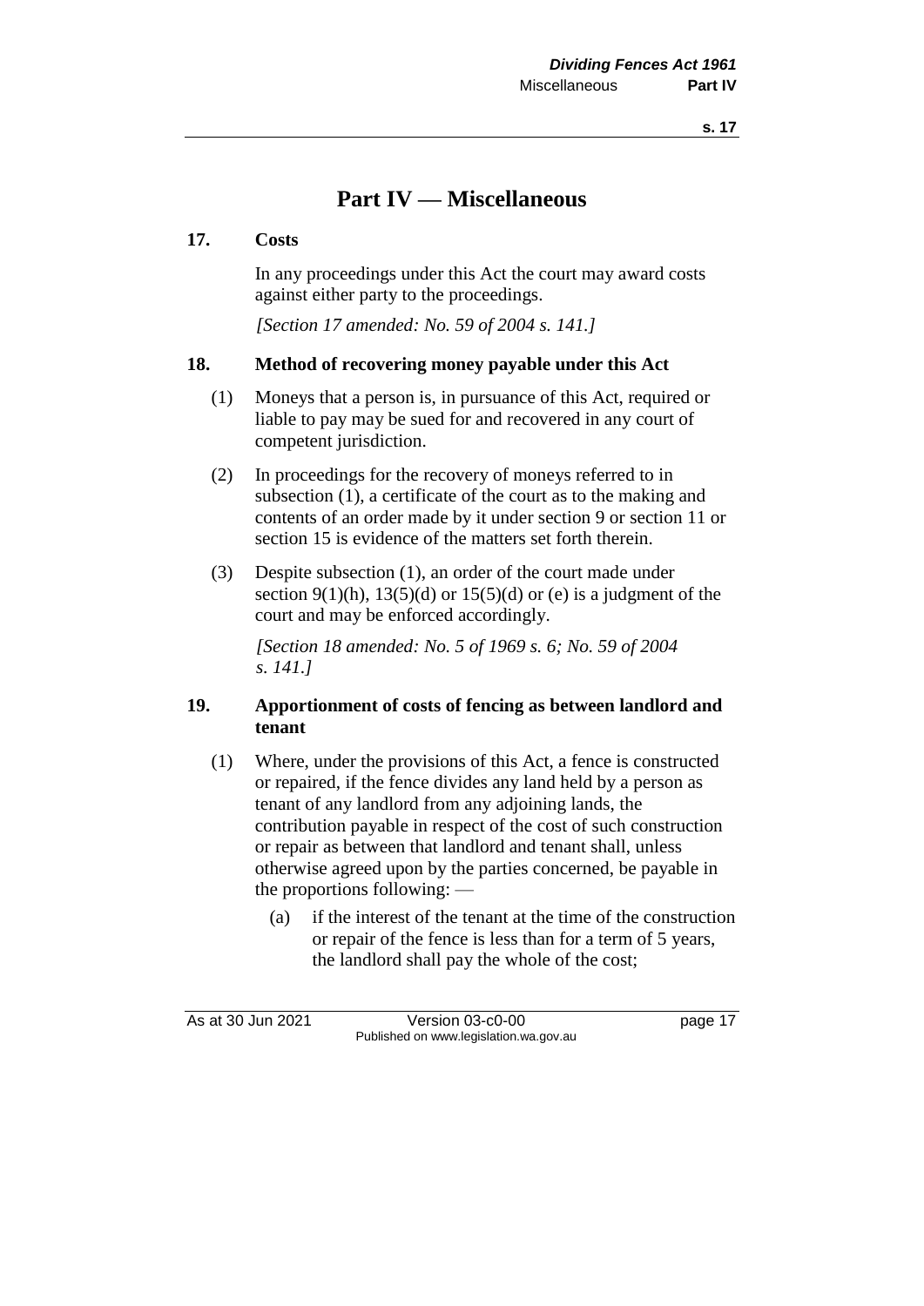# Part IV — Miscellaneous

### 17. Costs

In any proceedings under this Act the court may award costs against either party to the proceedings.

*[Section 17 amended: No. 59 of 2004 s. 141.]*

### 18. Method of recovering money payable under this Act

(1) Moneys that a person is, in pursuance of this Act, required or liable to pay may be sued for and recovered in any court of competent jurisdiction.

(2) In proceedings for the recovery of moneys referred to in subsection (1), a certificate of the court as to the making and contents of an order made by it under section 9 or section 11 or section 15 is evidence of the matters set forth therein.

(3) Despite subsection (1), an order of the court made under section 9(1)(h), 13(5)(d) or 15(5)(d) or (e) is a judgment of the court and may be enforced accordingly.

*[Section 18 amended: No. 5 of 1969 s. 6; No. 59 of 2004 s. 141.]*

### 19. Apportionment of costs of fencing as between landlord and tenant

(1) Where, under the provisions of this Act, a fence is constructed or repaired, if the fence divides any land held by a person as tenant of any landlord from any adjoining lands, the contribution payable in respect of the cost of such construction or repair as between that landlord and tenant shall, unless otherwise agreed upon by the parties concerned, be payable in the proportions following: —

- (a) if the interest of the tenant at the time of the construction or repair of the fence is less than for a term of 5 years, the landlord shall pay the whole of the cost;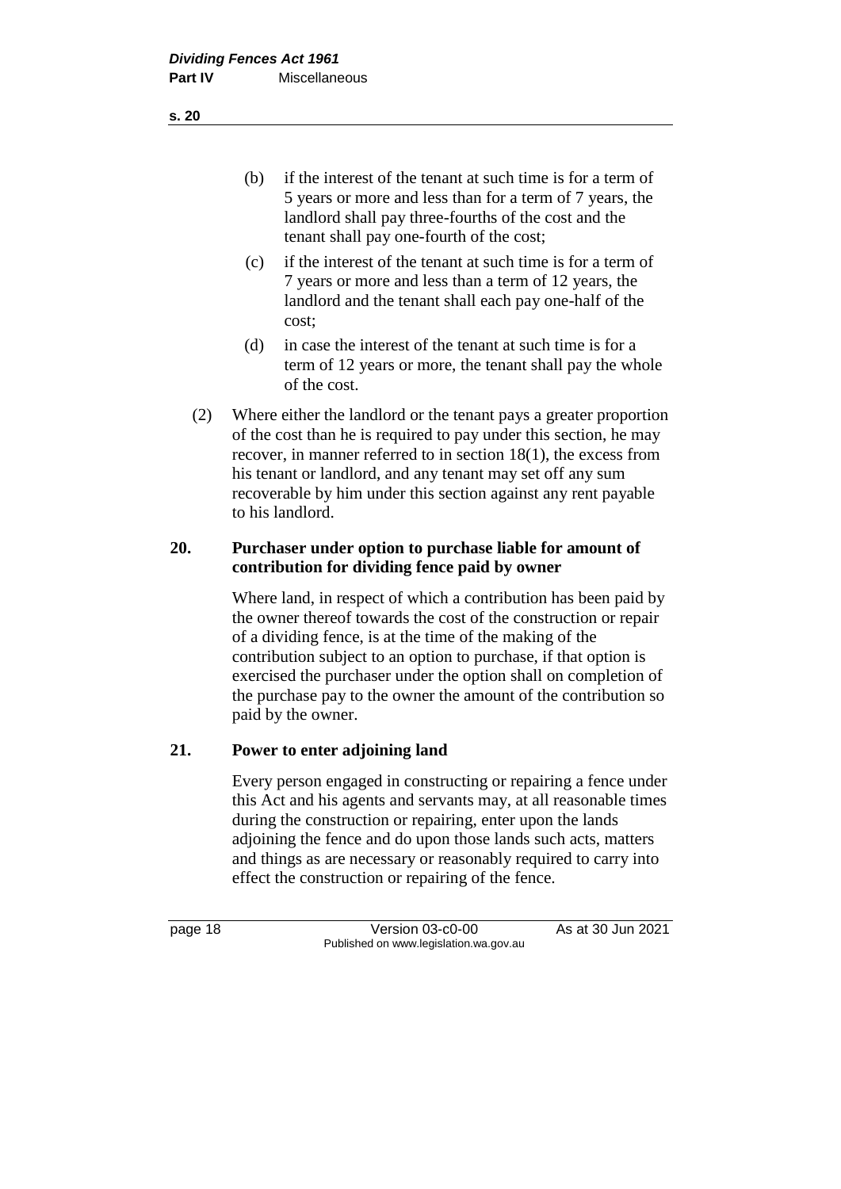(b) if the interest of the tenant at such time is for a term of 5 years or more and less than for a term of 7 years, the landlord shall pay three-fourths of the cost and the tenant shall pay one-fourth of the cost;

(c) if the interest of the tenant at such time is for a term of 7 years or more and less than a term of 12 years, the landlord and the tenant shall each pay one-half of the cost;

(d) in case the interest of the tenant at such time is for a term of 12 years or more, the tenant shall pay the whole of the cost.

(2) Where either the landlord or the tenant pays a greater proportion of the cost than he is required to pay under this section, he may recover, in manner referred to in section 18(1), the excess from his tenant or landlord, and any tenant may set off any sum recoverable by him under this section against any rent payable to his landlord.

## 20. Purchaser under option to purchase liable for amount of contribution for dividing fence paid by owner

Where land, in respect of which a contribution has been paid by the owner thereof towards the cost of the construction or repair of a dividing fence, is at the time of the making of the contribution subject to an option to purchase, if that option is exercised the purchaser under the option shall on completion of the purchase pay to the owner the amount of the contribution so paid by the owner.

## 21. Power to enter adjoining land

Every person engaged in constructing or repairing a fence under this Act and his agents and servants may, at all reasonable times during the construction or repairing, enter upon the lands adjoining the fence and do upon those lands such acts, matters and things as are necessary or reasonably required to carry into effect the construction or repairing of the fence.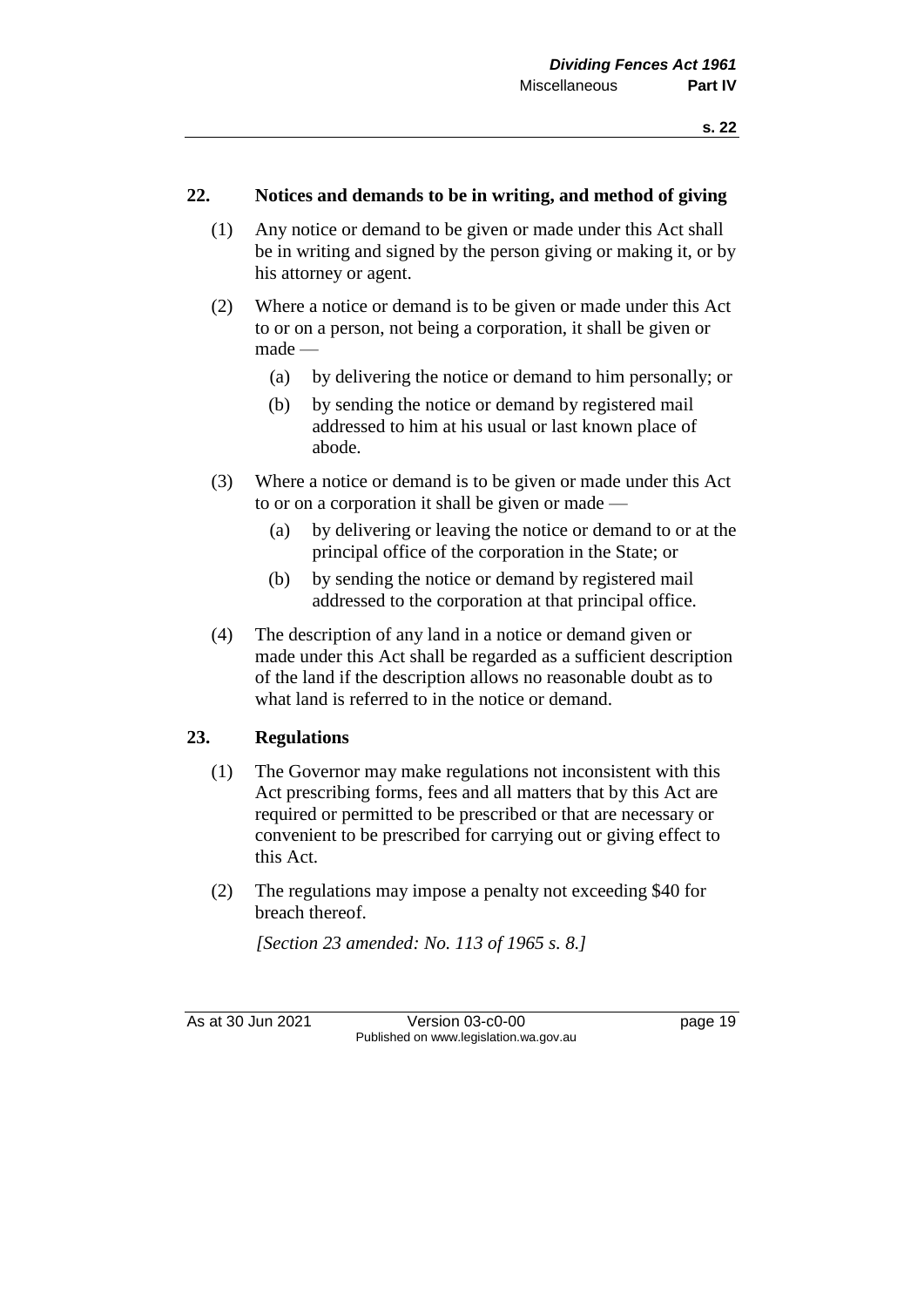## 22. Notices and demands to be in writing, and method of giving

(1) Any notice or demand to be given or made under this Act shall be in writing and signed by the person giving or making it, or by his attorney or agent.

(2) Where a notice or demand is to be given or made under this Act to or on a person, not being a corporation, it shall be given or made —

- (a) by delivering the notice or demand to him personally; or
- (b) by sending the notice or demand by registered mail addressed to him at his usual or last known place of abode.

(3) Where a notice or demand is to be given or made under this Act to or on a corporation it shall be given or made —

- (a) by delivering or leaving the notice or demand to or at the principal office of the corporation in the State; or
- (b) by sending the notice or demand by registered mail addressed to the corporation at that principal office.

(4) The description of any land in a notice or demand given or made under this Act shall be regarded as a sufficient description of the land if the description allows no reasonable doubt as to what land is referred to in the notice or demand.

## 23. Regulations

(1) The Governor may make regulations not inconsistent with this Act prescribing forms, fees and all matters that by this Act are required or permitted to be prescribed or that are necessary or convenient to be prescribed for carrying out or giving effect to this Act.

(2) The regulations may impose a penalty not exceeding $40 for breach thereof.

*[Section 23 amended: No. 113 of 1965 s. 8.]*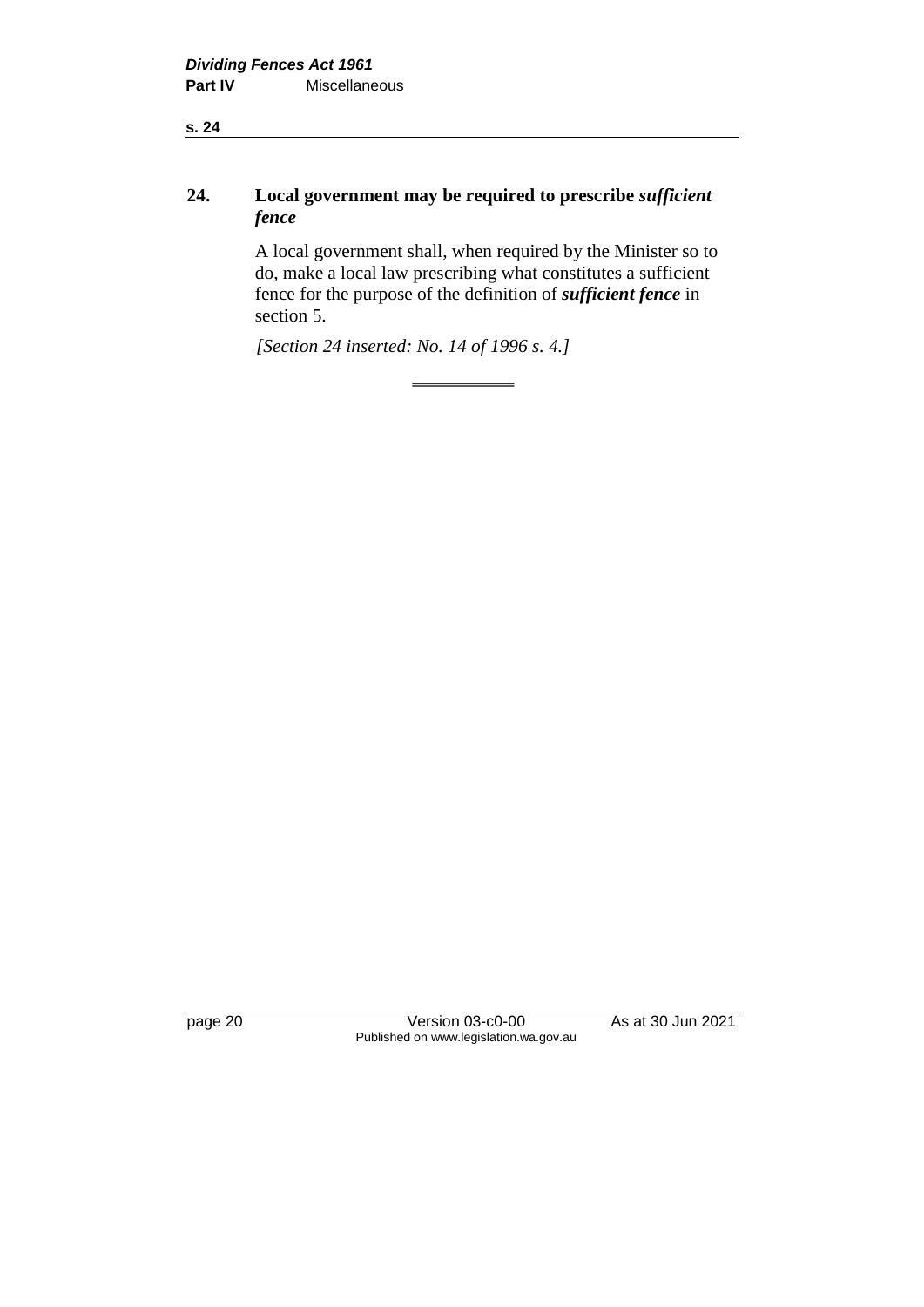## 24. Local government may be required to prescribe *sufficient fence*

A local government shall, when required by the Minister so to do, make a local law prescribing what constitutes a sufficient fence for the purpose of the definition of ***sufficient fence*** in section 5.

*[Section 24 inserted: No. 14 of 1996 s. 4.]*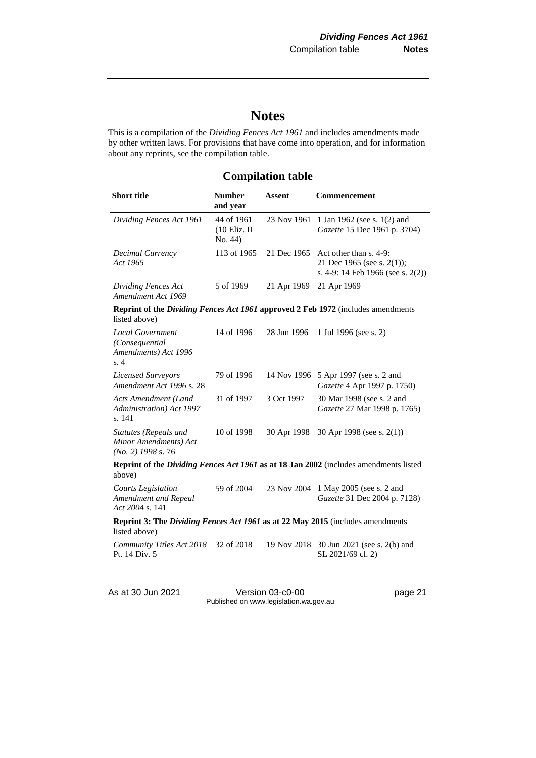# Notes

This is a compilation of the *Dividing Fences Act 1961* and includes amendments made by other written laws. For provisions that have come into operation, and for information about any reprints, see the compilation table.

## Compilation table

| Short title | Number and year | Assent | Commencement |
|---|---|---|---|
| *Dividing Fences Act 1961* | 44 of 1961 (10 Eliz. II No. 44) | 23 Nov 1961 | 1 Jan 1962 (see s. 1(2) and *Gazette* 15 Dec 1961 p. 3704) |
| *Decimal Currency Act 1965* | 113 of 1965 | 21 Dec 1965 | Act other than s. 4-9: 21 Dec 1965 (see s. 2(1)); s. 4-9: 14 Feb 1966 (see s. 2(2)) |
| *Dividing Fences Act Amendment Act 1969* | 5 of 1969 | 21 Apr 1969 | 21 Apr 1969 |
| **Reprint of the *Dividing Fences Act 1961* approved 2 Feb 1972** (includes amendments listed above) | | | |
| *Local Government (Consequential Amendments) Act 1996* s. 4 | 14 of 1996 | 28 Jun 1996 | 1 Jul 1996 (see s. 2) |
| *Licensed Surveyors Amendment Act 1996* s. 28 | 79 of 1996 | 14 Nov 1996 | 5 Apr 1997 (see s. 2 and *Gazette* 4 Apr 1997 p. 1750) |
| *Acts Amendment (Land Administration) Act 1997* s. 141 | 31 of 1997 | 3 Oct 1997 | 30 Mar 1998 (see s. 2 and *Gazette* 27 Mar 1998 p. 1765) |
| *Statutes (Repeals and Minor Amendments) Act (No. 2) 1998* s. 76 | 10 of 1998 | 30 Apr 1998 | 30 Apr 1998 (see s. 2(1)) |
| **Reprint of the *Dividing Fences Act 1961* as at 18 Jan 2002** (includes amendments listed above) | | | |
| *Courts Legislation Amendment and Repeal Act 2004* s. 141 | 59 of 2004 | 23 Nov 2004 | 1 May 2005 (see s. 2 and *Gazette* 31 Dec 2004 p. 7128) |
| **Reprint 3: The *Dividing Fences Act 1961* as at 22 May 2015** (includes amendments listed above) | | | |
| *Community Titles Act 2018* Pt. 14 Div. 5 | 32 of 2018 | 19 Nov 2018 | 30 Jun 2021 (see s. 2(b) and SL 2021/69 cl. 2) |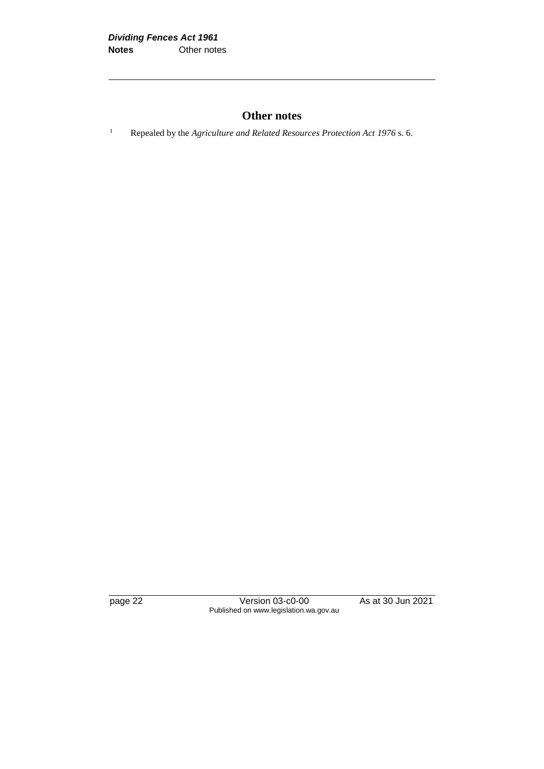## Other notes

[1] Repealed by the *Agriculture and Related Resources Protection Act 1976* s. 6.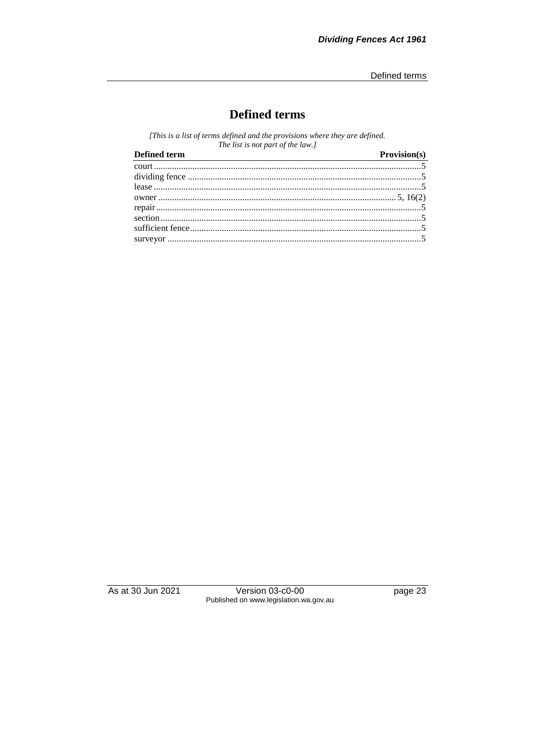# Defined terms

*[This is a list of terms defined and the provisions where they are defined. The list is not part of the law.]*

| Defined term | Provision(s) |
|---|---|
| court | 5 |
| dividing fence | 5 |
| lease | 5 |
| owner | 5, 16(2) |
| repair | 5 |
| section | 5 |
| sufficient fence | 5 |
| surveyor | 5 |